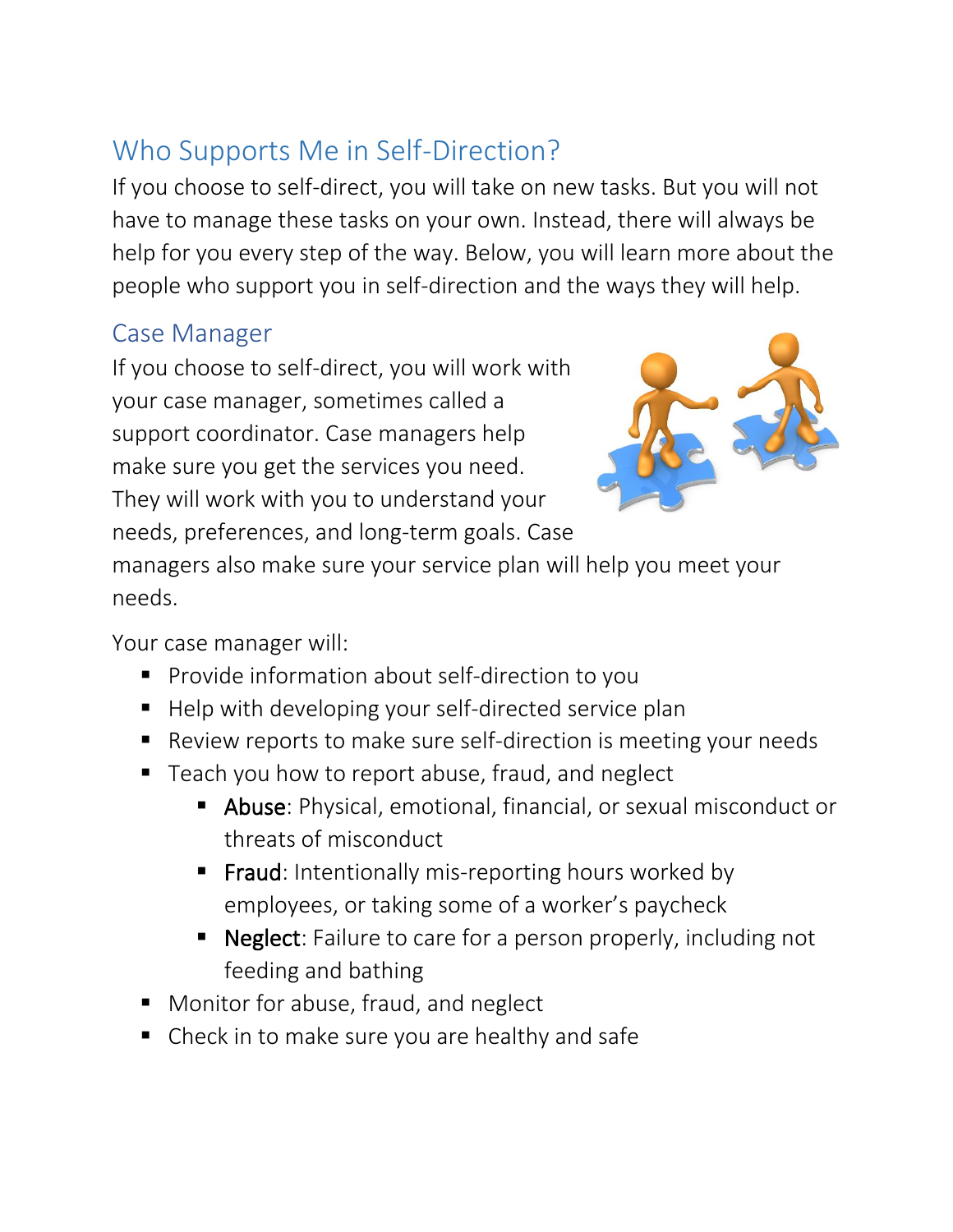## Who Supports Me in Self-Direction?

If you choose to self-direct, you will take on new tasks. But you will not have to manage these tasks on your own. Instead, there will always be help for you every step of the way. Below, you will learn more about the people who support you in self-direction and the ways they will help.

### Case Manager

If you choose to self-direct, you will work with your case manager, sometimes called a support coordinator. Case managers help make sure you get the services you need. They will work with you to understand your needs, preferences, and long-term goals. Case managers also make sure your service plan will help you meet your needs.

Your case manager will:

- Provide information about self-direction to you
- Help with developing your self-directed service plan
- Review reports to make sure self-direction is meeting your needs
- Teach you how to report abuse, fraud, and neglect
  - Abuse: Physical, emotional, financial, or sexual misconduct or threats of misconduct
  - Fraud: Intentionally mis-reporting hours worked by employees, or taking some of a worker's paycheck
  - Neglect: Failure to care for a person properly, including not feeding and bathing
- Monitor for abuse, fraud, and neglect
- Check in to make sure you are healthy and safe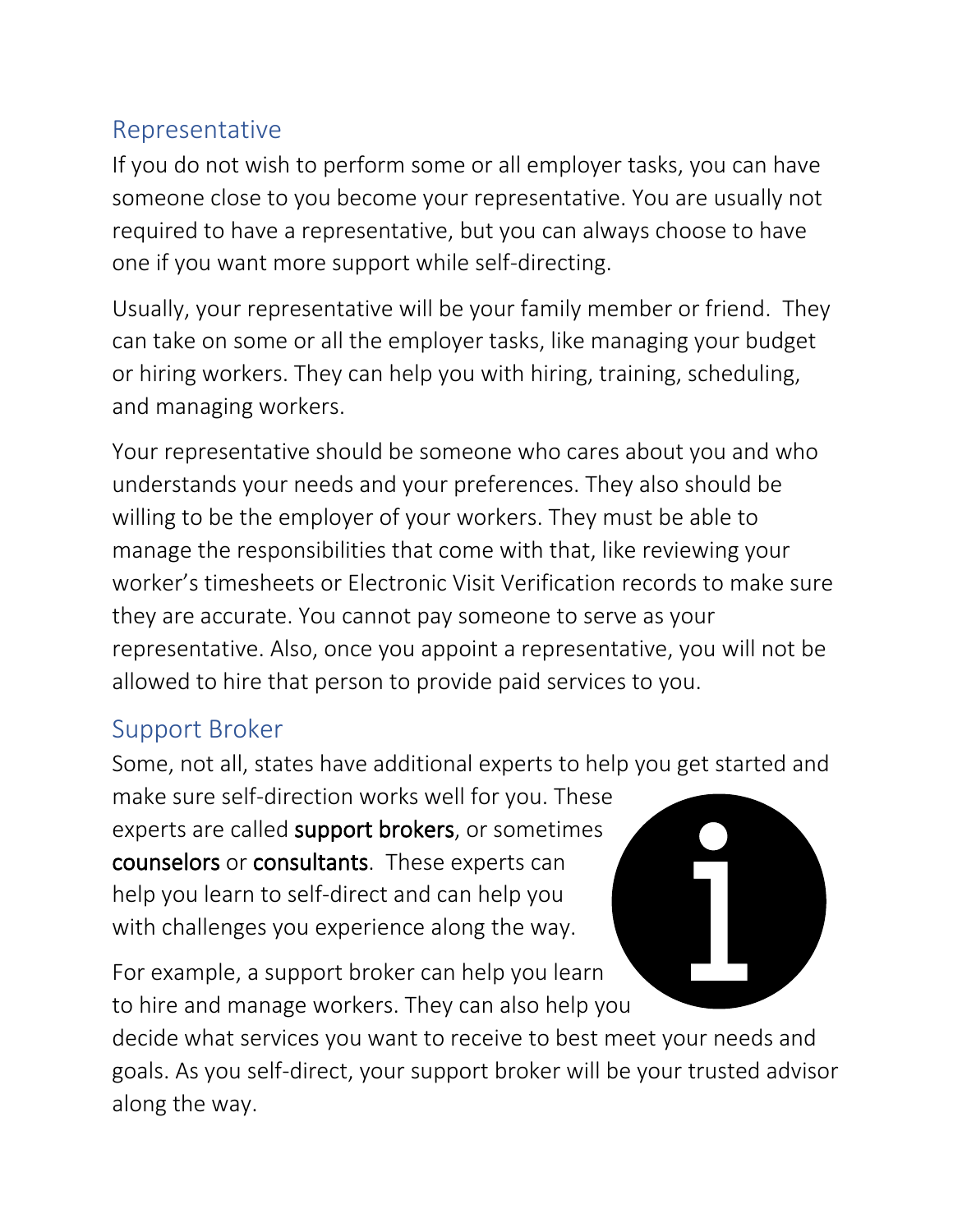## Representative

If you do not wish to perform some or all employer tasks, you can have someone close to you become your representative. You are usually not required to have a representative, but you can always choose to have one if you want more support while self-directing.

Usually, your representative will be your family member or friend. They can take on some or all the employer tasks, like managing your budget or hiring workers. They can help you with hiring, training, scheduling, and managing workers.

Your representative should be someone who cares about you and who understands your needs and your preferences. They also should be willing to be the employer of your workers. They must be able to manage the responsibilities that come with that, like reviewing your worker's timesheets or Electronic Visit Verification records to make sure they are accurate. You cannot pay someone to serve as your representative. Also, once you appoint a representative, you will not be allowed to hire that person to provide paid services to you.

## Support Broker

Some, not all, states have additional experts to help you get started and make sure self-direction works well for you. These experts are called **support brokers**, or sometimes **counselors** or **consultants**. These experts can help you learn to self-direct and can help you with challenges you experience along the way.

For example, a support broker can help you learn to hire and manage workers. They can also help you decide what services you want to receive to best meet your needs and goals. As you self-direct, your support broker will be your trusted advisor along the way.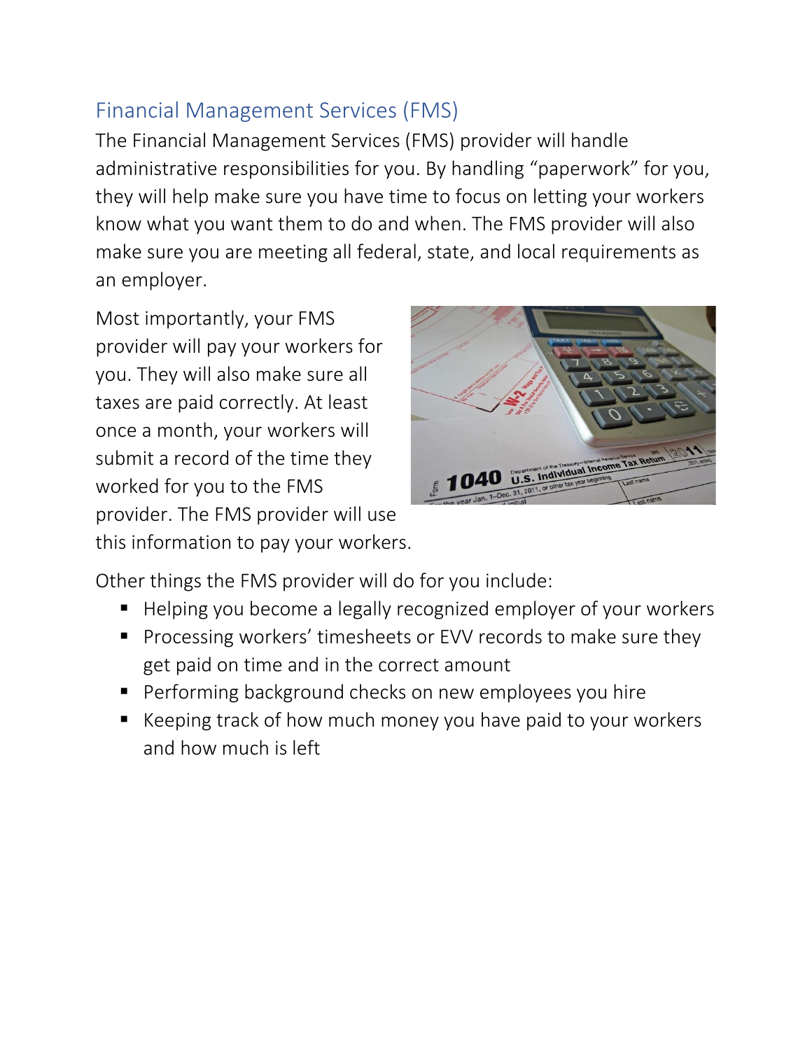## Financial Management Services (FMS)

The Financial Management Services (FMS) provider will handle administrative responsibilities for you. By handling "paperwork" for you, they will help make sure you have time to focus on letting your workers know what you want them to do and when. The FMS provider will also make sure you are meeting all federal, state, and local requirements as an employer.

Most importantly, your FMS provider will pay your workers for you. They will also make sure all taxes are paid correctly. At least once a month, your workers will submit a record of the time they worked for you to the FMS provider. The FMS provider will use this information to pay your workers.

Other things the FMS provider will do for you include:

- Helping you become a legally recognized employer of your workers
- Processing workers' timesheets or EVV records to make sure they get paid on time and in the correct amount
- Performing background checks on new employees you hire
- Keeping track of how much money you have paid to your workers and how much is left